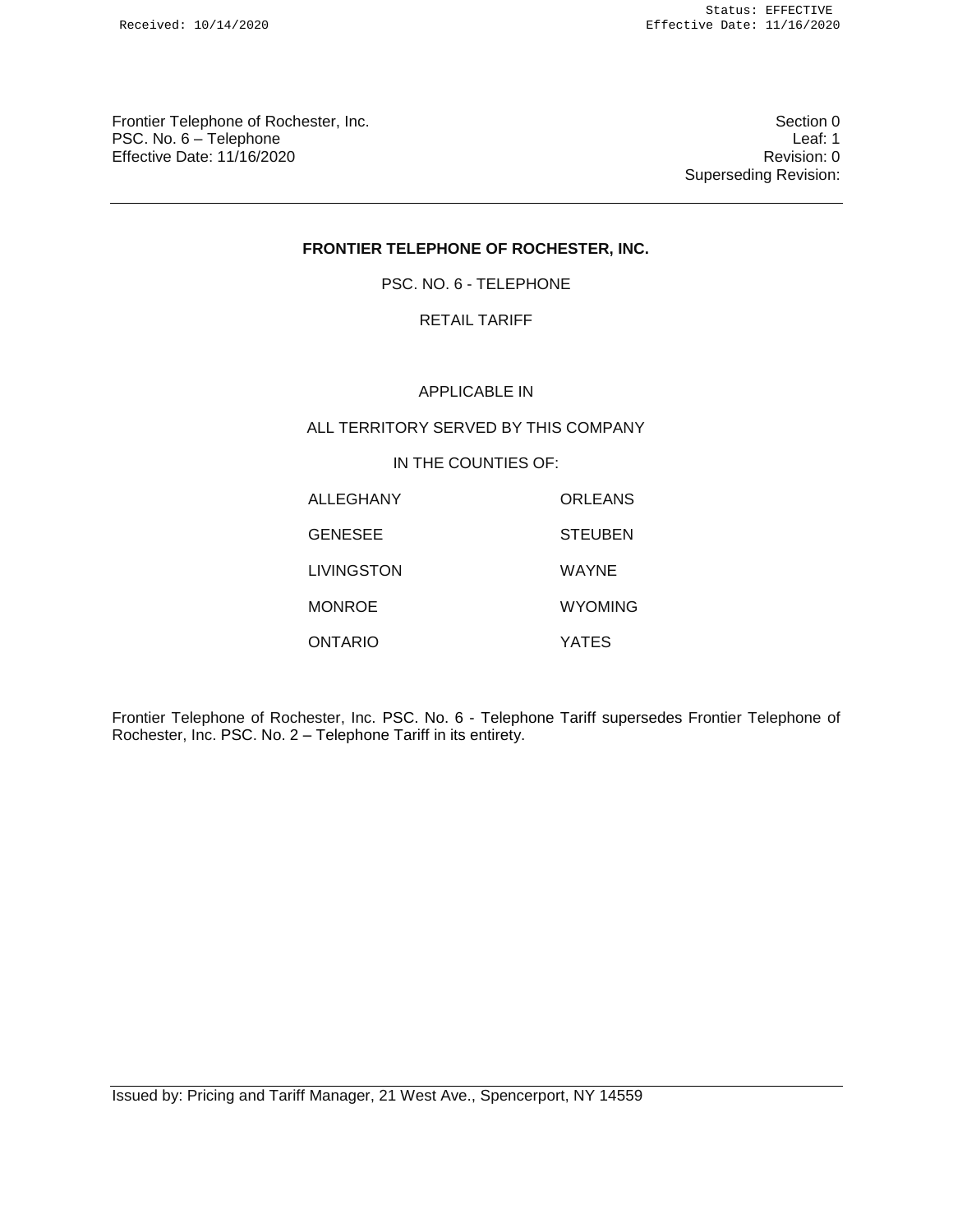Frontier Telephone of Rochester, Inc.
PSC. No. 6 – Telephone
Effective Date: 11/16/2020

Section 0
Leaf: 1
Revision: 0
Superseding Revision:

# FRONTIER TELEPHONE OF ROCHESTER, INC.

PSC. NO. 6 - TELEPHONE

RETAIL TARIFF

APPLICABLE IN

ALL TERRITORY SERVED BY THIS COMPANY

IN THE COUNTIES OF:

| | |
|---|---|
| ALLEGHANY | ORLEANS |
| GENESEE | STEUBEN |
| LIVINGSTON | WAYNE |
| MONROE | WYOMING |
| ONTARIO | YATES |

Frontier Telephone of Rochester, Inc. PSC. No. 6 - Telephone Tariff supersedes Frontier Telephone of Rochester, Inc. PSC. No. 2 – Telephone Tariff in its entirety.

Issued by: Pricing and Tariff Manager, 21 West Ave., Spencerport, NY 14559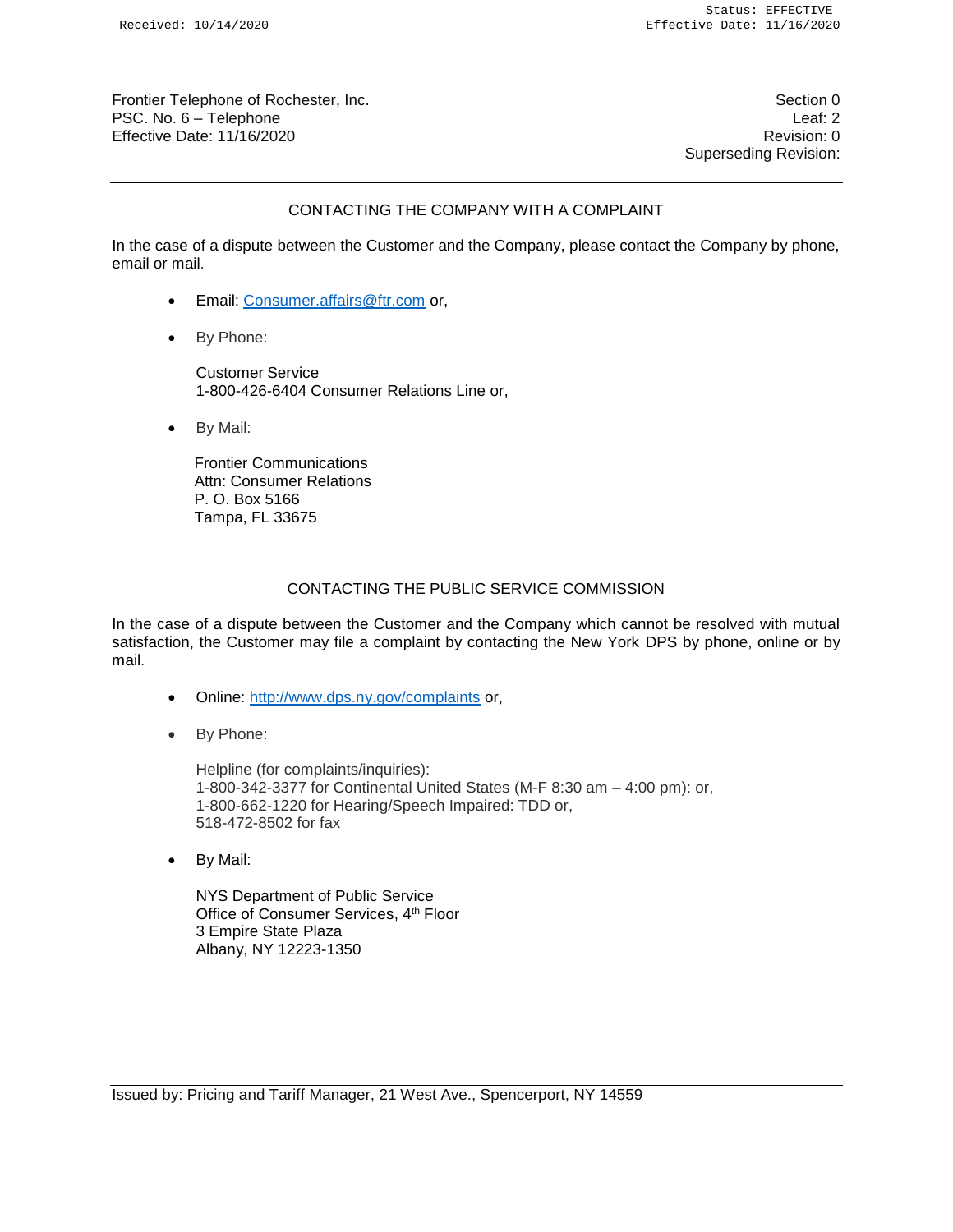## CONTACTING THE COMPANY WITH A COMPLAINT

In the case of a dispute between the Customer and the Company, please contact the Company by phone, email or mail.

- Email: Consumer.affairs@ftr.com or,
- By Phone:

  Customer Service
  1-800-426-6404 Consumer Relations Line or,

- By Mail:

  Frontier Communications
  Attn: Consumer Relations
  P. O. Box 5166
  Tampa, FL 33675

## CONTACTING THE PUBLIC SERVICE COMMISSION

In the case of a dispute between the Customer and the Company which cannot be resolved with mutual satisfaction, the Customer may file a complaint by contacting the New York DPS by phone, online or by mail.

- Online: http://www.dps.ny.gov/complaints or,
- By Phone:

  Helpline (for complaints/inquiries):
  1-800-342-3377 for Continental United States (M-F 8:30 am – 4:00 pm): or,
  1-800-662-1220 for Hearing/Speech Impaired: TDD or,
  518-472-8502 for fax

- By Mail:

  NYS Department of Public Service
  Office of Consumer Services, 4th Floor
  3 Empire State Plaza
  Albany, NY 12223-1350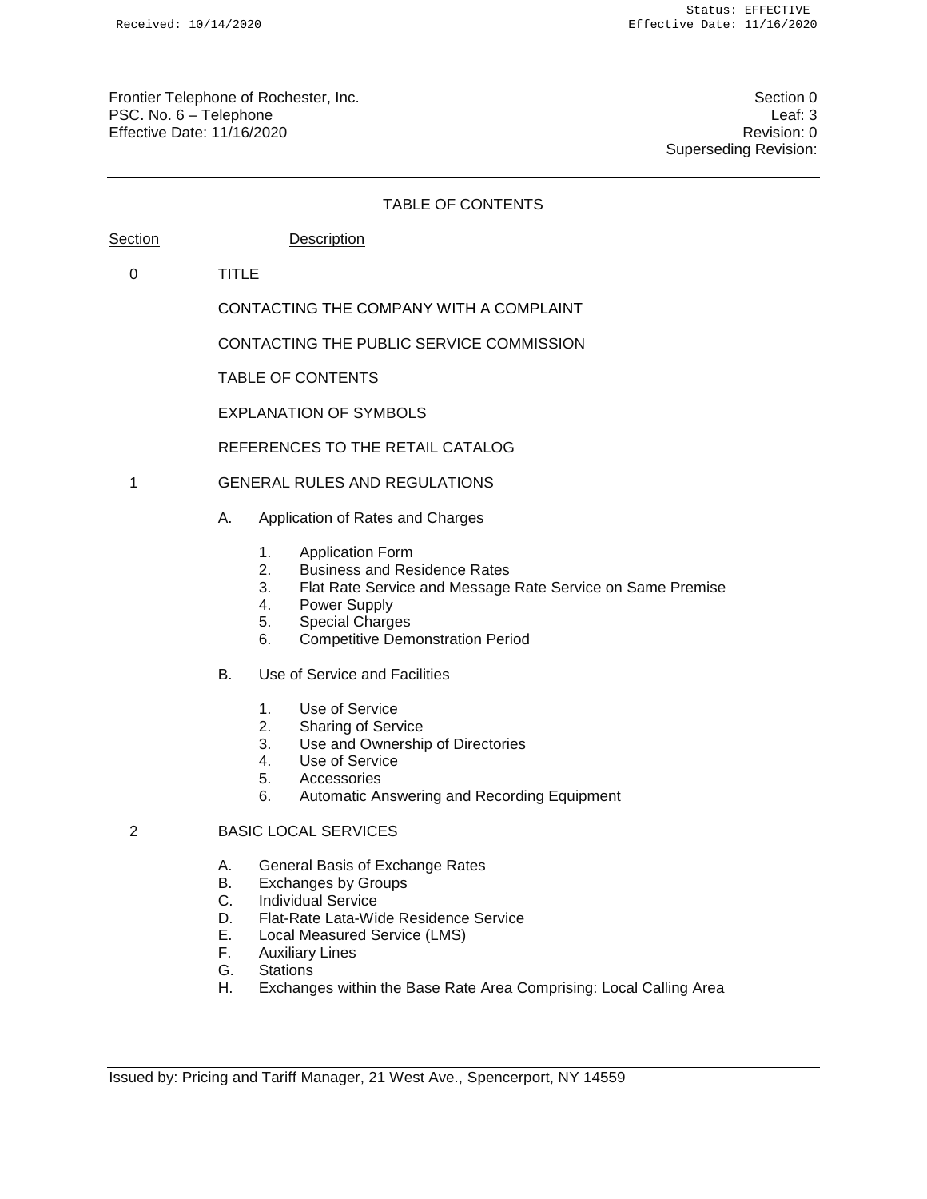Frontier Telephone of Rochester, Inc.
PSC. No. 6 – Telephone
Effective Date: 11/16/2020

Section 0
Leaf: 3
Revision: 0
Superseding Revision:

## TABLE OF CONTENTS

| Section | Description |
|---|---|
| 0 | TITLE |
| | CONTACTING THE COMPANY WITH A COMPLAINT |
| | CONTACTING THE PUBLIC SERVICE COMMISSION |
| | TABLE OF CONTENTS |
| | EXPLANATION OF SYMBOLS |
| | REFERENCES TO THE RETAIL CATALOG |
| 1 | GENERAL RULES AND REGULATIONS |

- A. Application of Rates and Charges
  1. Application Form
  2. Business and Residence Rates
  3. Flat Rate Service and Message Rate Service on Same Premise
  4. Power Supply
  5. Special Charges
  6. Competitive Demonstration Period
- B. Use of Service and Facilities
  1. Use of Service
  2. Sharing of Service
  3. Use and Ownership of Directories
  4. Use of Service
  5. Accessories
  6. Automatic Answering and Recording Equipment

2 BASIC LOCAL SERVICES

- A. General Basis of Exchange Rates
- B. Exchanges by Groups
- C. Individual Service
- D. Flat-Rate Lata-Wide Residence Service
- E. Local Measured Service (LMS)
- F. Auxiliary Lines
- G. Stations
- H. Exchanges within the Base Rate Area Comprising: Local Calling Area

Issued by: Pricing and Tariff Manager, 21 West Ave., Spencerport, NY 14559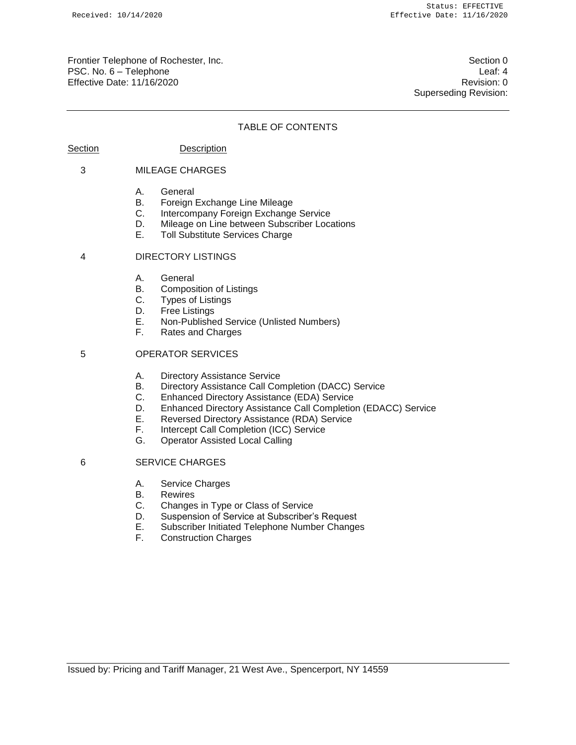# TABLE OF CONTENTS

| Section | Description |
|---|---|
| 3 | MILEAGE CHARGES |
| | A. General |
| | B. Foreign Exchange Line Mileage |
| | C. Intercompany Foreign Exchange Service |
| | D. Mileage on Line between Subscriber Locations |
| | E. Toll Substitute Services Charge |
| 4 | DIRECTORY LISTINGS |
| | A. General |
| | B. Composition of Listings |
| | C. Types of Listings |
| | D. Free Listings |
| | E. Non-Published Service (Unlisted Numbers) |
| | F. Rates and Charges |
| 5 | OPERATOR SERVICES |
| | A. Directory Assistance Service |
| | B. Directory Assistance Call Completion (DACC) Service |
| | C. Enhanced Directory Assistance (EDA) Service |
| | D. Enhanced Directory Assistance Call Completion (EDACC) Service |
| | E. Reversed Directory Assistance (RDA) Service |
| | F. Intercept Call Completion (ICC) Service |
| | G. Operator Assisted Local Calling |
| 6 | SERVICE CHARGES |
| | A. Service Charges |
| | B. Rewires |
| | C. Changes in Type or Class of Service |
| | D. Suspension of Service at Subscriber's Request |
| | E. Subscriber Initiated Telephone Number Changes |
| | F. Construction Charges |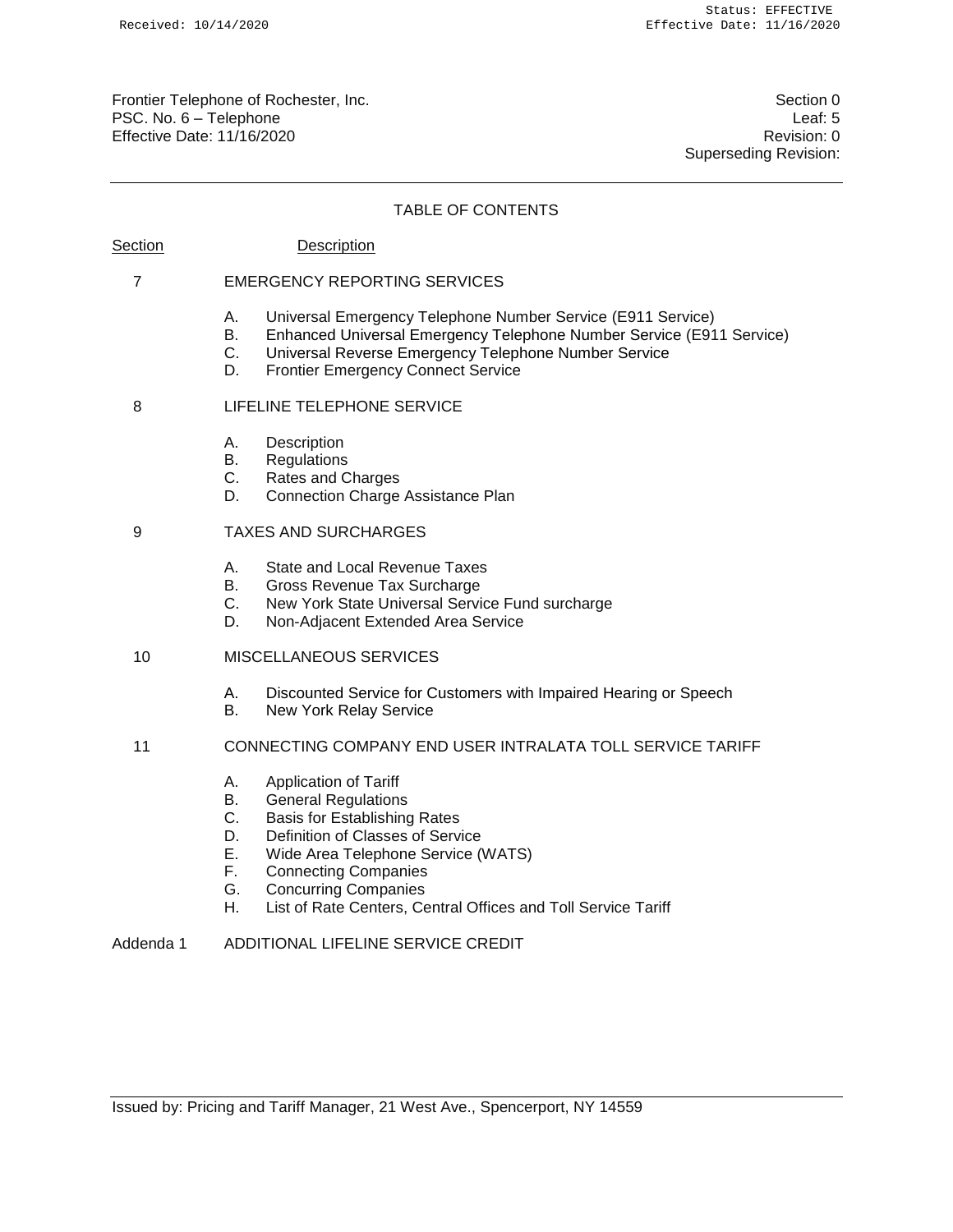## TABLE OF CONTENTS

| Section | Description |
|---|---|
| 7 | EMERGENCY REPORTING SERVICES |
| | A. Universal Emergency Telephone Number Service (E911 Service) |
| | B. Enhanced Universal Emergency Telephone Number Service (E911 Service) |
| | C. Universal Reverse Emergency Telephone Number Service |
| | D. Frontier Emergency Connect Service |
| 8 | LIFELINE TELEPHONE SERVICE |
| | A. Description |
| | B. Regulations |
| | C. Rates and Charges |
| | D. Connection Charge Assistance Plan |
| 9 | TAXES AND SURCHARGES |
| | A. State and Local Revenue Taxes |
| | B. Gross Revenue Tax Surcharge |
| | C. New York State Universal Service Fund surcharge |
| | D. Non-Adjacent Extended Area Service |
| 10 | MISCELLANEOUS SERVICES |
| | A. Discounted Service for Customers with Impaired Hearing or Speech |
| | B. New York Relay Service |
| 11 | CONNECTING COMPANY END USER INTRALATA TOLL SERVICE TARIFF |
| | A. Application of Tariff |
| | B. General Regulations |
| | C. Basis for Establishing Rates |
| | D. Definition of Classes of Service |
| | E. Wide Area Telephone Service (WATS) |
| | F. Connecting Companies |
| | G. Concurring Companies |
| | H. List of Rate Centers, Central Offices and Toll Service Tariff |
| Addenda 1 | ADDITIONAL LIFELINE SERVICE CREDIT |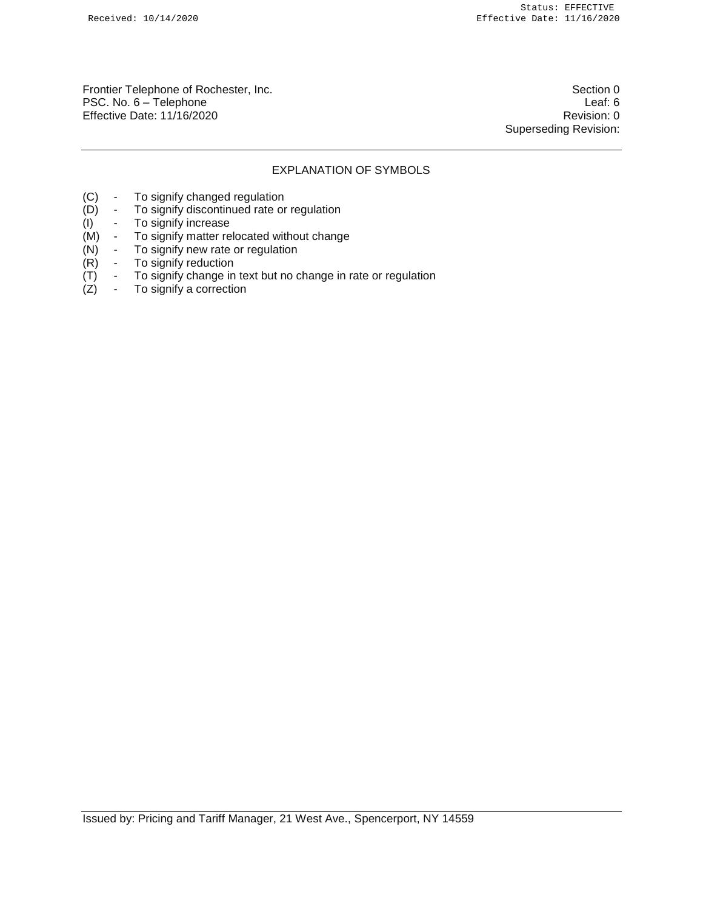Frontier Telephone of Rochester, Inc.
PSC. No. 6 – Telephone
Effective Date: 11/16/2020

Section 0
Leaf: 6
Revision: 0
Superseding Revision:

## EXPLANATION OF SYMBOLS

- (C) - To signify changed regulation
- (D) - To signify discontinued rate or regulation
- (I) - To signify increase
- (M) - To signify matter relocated without change
- (N) - To signify new rate or regulation
- (R) - To signify reduction
- (T) - To signify change in text but no change in rate or regulation
- (Z) - To signify a correction

Issued by: Pricing and Tariff Manager, 21 West Ave., Spencerport, NY 14559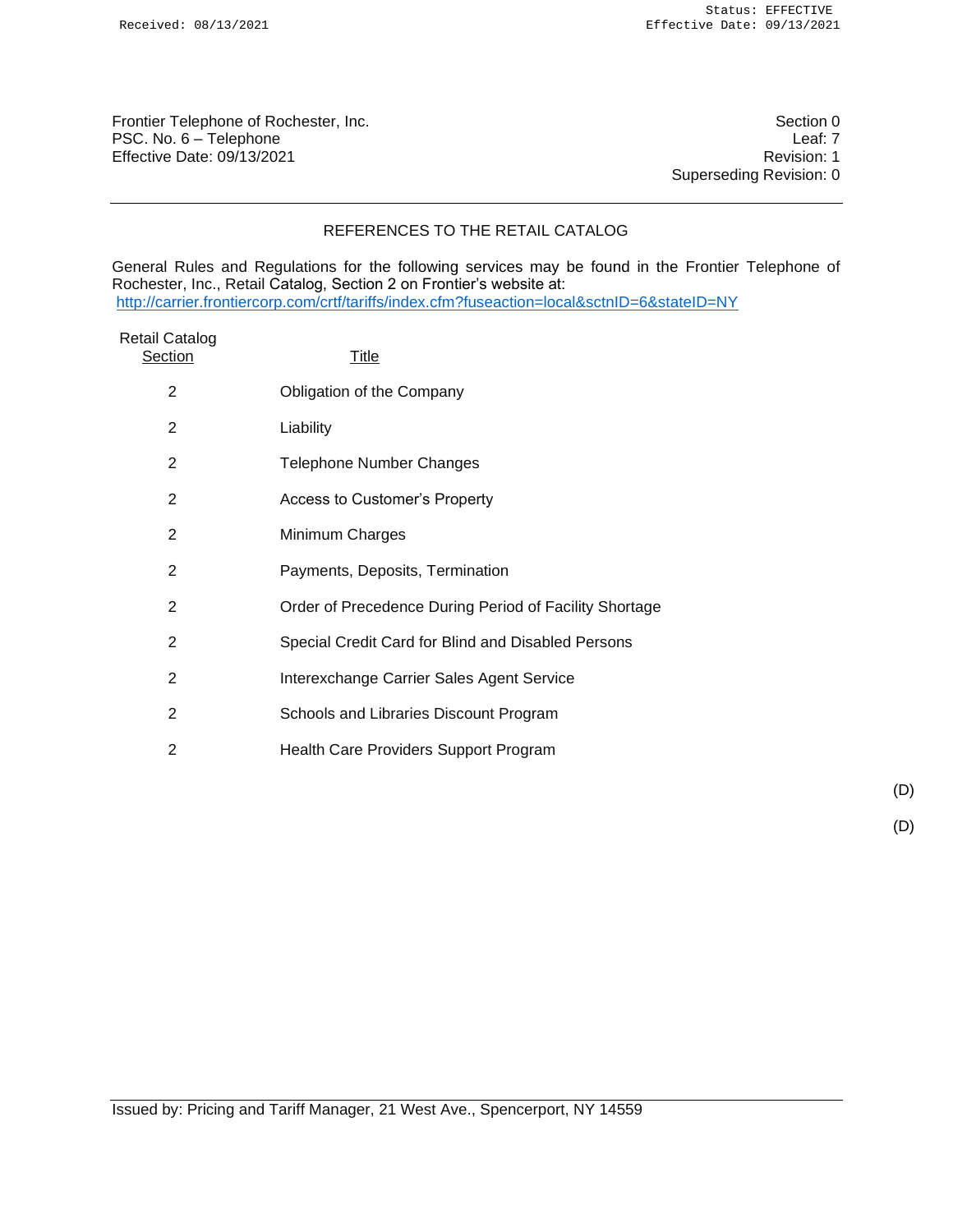Frontier Telephone of Rochester, Inc.
PSC. No. 6 – Telephone
Effective Date: 09/13/2021

Section 0
Leaf: 7
Revision: 1
Superseding Revision: 0

## REFERENCES TO THE RETAIL CATALOG

General Rules and Regulations for the following services may be found in the Frontier Telephone of Rochester, Inc., Retail Catalog, Section 2 on Frontier's website at:
http://carrier.frontiercorp.com/crtf/tariffs/index.cfm?fuseaction=local&sctnID=6&stateID=NY

| Retail Catalog Section | Title |
|---|---|
| 2 | Obligation of the Company |
| 2 | Liability |
| 2 | Telephone Number Changes |
| 2 | Access to Customer's Property |
| 2 | Minimum Charges |
| 2 | Payments, Deposits, Termination |
| 2 | Order of Precedence During Period of Facility Shortage |
| 2 | Special Credit Card for Blind and Disabled Persons |
| 2 | Interexchange Carrier Sales Agent Service |
| 2 | Schools and Libraries Discount Program |
| 2 | Health Care Providers Support Program |

(D)

(D)

Issued by: Pricing and Tariff Manager, 21 West Ave., Spencerport, NY 14559